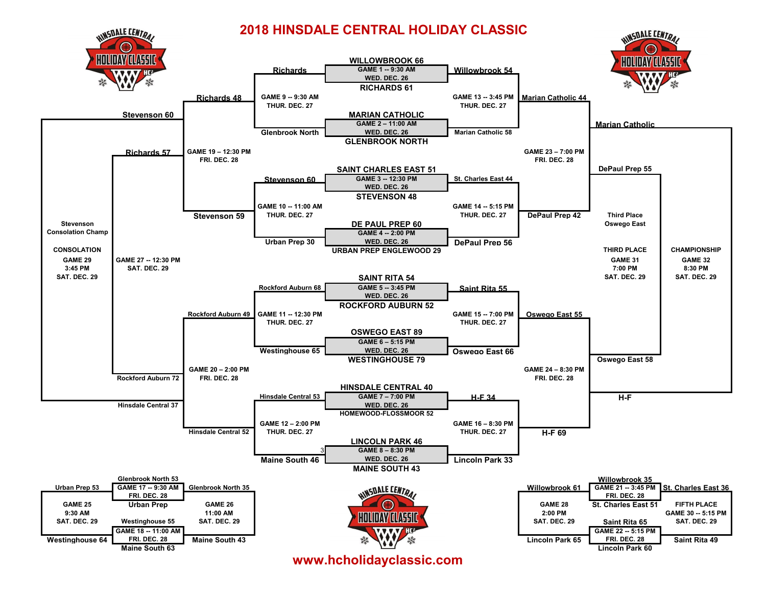# 2018 HINSDALE CENTRAL HOLIDAY CLASSIC

## Championship Bracket

### Wednesday, Dec. 26 – First Round

| Game | Time | Result |
| --- | --- | --- |
| GAME 1 | 9:30 AM, WED. DEC. 26 | WILLOWBROOK 66, RICHARDS 61 |
| GAME 2 | 11:00 AM, WED. DEC. 26 | MARIAN CATHOLIC, GLENBROOK NORTH |
| GAME 3 | 12:30 PM, WED. DEC. 26 | SAINT CHARLES EAST 51, STEVENSON 48 |
| GAME 4 | 2:00 PM, WED. DEC. 26 | DE PAUL PREP 60, URBAN PREP ENGLEWOOD 29 |
| GAME 5 | 3:45 PM, WED. DEC. 26 | SAINT RITA 54, ROCKFORD AUBURN 52 |
| GAME 6 | 5:15 PM, WED. DEC. 26 | OSWEGO EAST 89, WESTINGHOUSE 79 |
| GAME 7 | 7:00 PM, WED. DEC. 26 | HINSDALE CENTRAL 40, HOMEWOOD-FLOSSMOOR 52 |
| GAME 8 | 8:30 PM, WED. DEC. 26 | LINCOLN PARK 46, MAINE SOUTH 43 |

### Thursday, Dec. 27

| Game | Time | Result |
| --- | --- | --- |
| GAME 9 | 9:30 AM, THUR. DEC. 27 | Richards 48, Glenbrook North |
| GAME 10 | 11:00 AM, THUR. DEC. 27 | Stevenson 60, Urban Prep 30 |
| GAME 11 | 12:30 PM, THUR. DEC. 27 | Rockford Auburn 68, Westinghouse 65 |
| GAME 12 | 2:00 PM, THUR. DEC. 27 | Hinsdale Central 53, Maine South 46 (3) |
| GAME 13 | 3:45 PM, THUR. DEC. 27 | Willowbrook 54, Marian Catholic 58 |
| GAME 14 | 5:15 PM, THUR. DEC. 27 | St. Charles East 44, DePaul Prep 56 |
| GAME 15 | 7:00 PM, THUR. DEC. 27 | Saint Rita 55, Oswego East 66 |
| GAME 16 | 8:30 PM, THUR. DEC. 27 | H-F 34, Lincoln Park 33 |

### Friday, Dec. 28

| Game | Time | Result |
| --- | --- | --- |
| GAME 19 | 12:30 PM, FRI. DEC. 28 | Richards 48, Stevenson 59 |
| GAME 20 | 2:00 PM, FRI. DEC. 28 | Rockford Auburn 49, Hinsdale Central 52 |
| GAME 23 | 7:00 PM, FRI. DEC. 28 | Marian Catholic 44, DePaul Prep 42 |
| GAME 24 | 8:30 PM, FRI. DEC. 28 | Oswego East 55, H-F 69 |

### Saturday, Dec. 29

| Game | Time | Result |
| --- | --- | --- |
| GAME 27 | 12:30 PM, SAT. DEC. 29 | Richards 57, Rockford Auburn 72 |
| CONSOLATION – GAME 29 | 3:45 PM, SAT. DEC. 29 | Stevenson 60, Hinsdale Central 37 |
| THIRD PLACE – GAME 31 | 7:00 PM, SAT. DEC. 29 | DePaul Prep 55, Oswego East 58 |
| CHAMPIONSHIP – GAME 32 | 8:30 PM, SAT. DEC. 29 | Marian Catholic, H-F |

Stevenson Consolation Champ

Third Place Oswego East

## Lower Brackets

| Game | Time | Result |
| --- | --- | --- |
| GAME 17 | 9:30 AM, FRI. DEC. 28 | Urban Prep 53, Glenbrook North 53 |
| GAME 18 | 11:00 AM, FRI. DEC. 28 | Westinghouse 55, Maine South 63 |
| GAME 25 | 9:30 AM, SAT. DEC. 29 | Urban Prep, Westinghouse 64 |
| GAME 26 | 11:00 AM, SAT. DEC. 29 | Glenbrook North 35, Maine South 43 |
| GAME 21 | 3:45 PM, FRI. DEC. 28 | Willowbrook 35, St. Charles East 51 |
| GAME 22 | 5:15 PM, FRI. DEC. 28 | Saint Rita 65, Lincoln Park 60 |
| GAME 28 | 2:00 PM, SAT. DEC. 29 | Willowbrook 61, Lincoln Park 65 |
| FIFTH PLACE – GAME 30 | 5:15 PM, SAT. DEC. 29 | St. Charles East 36, Saint Rita 49 |

www.hcholidayclassic.com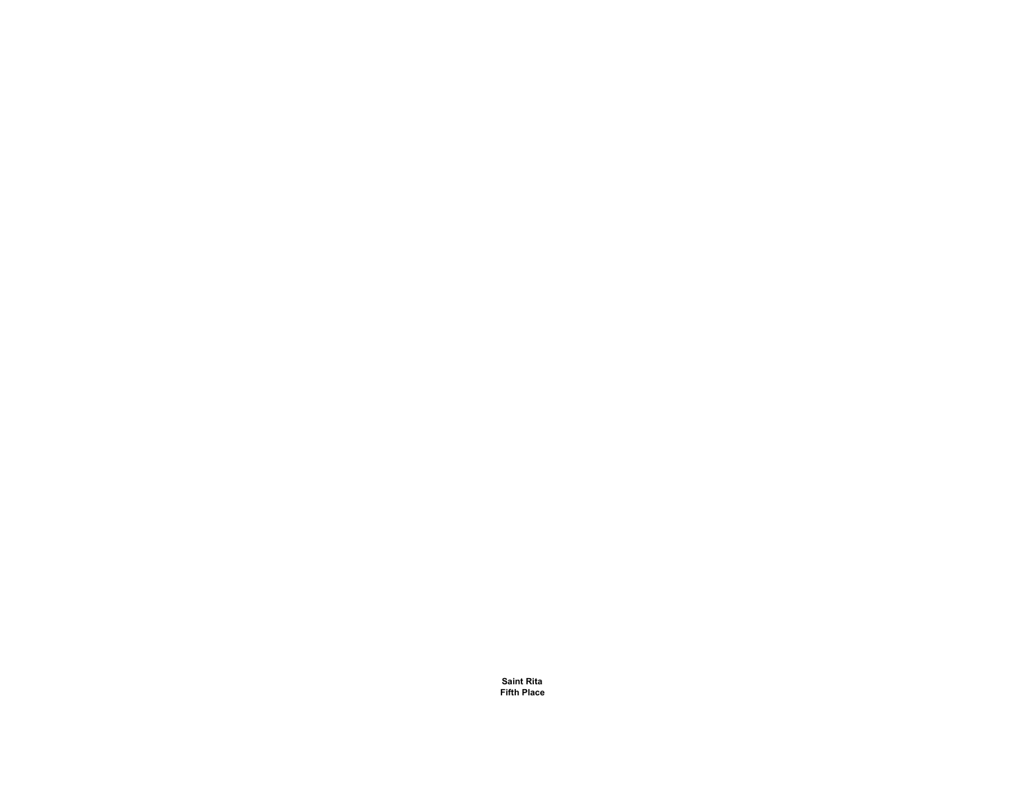**Saint Rita**
**Fifth Place**